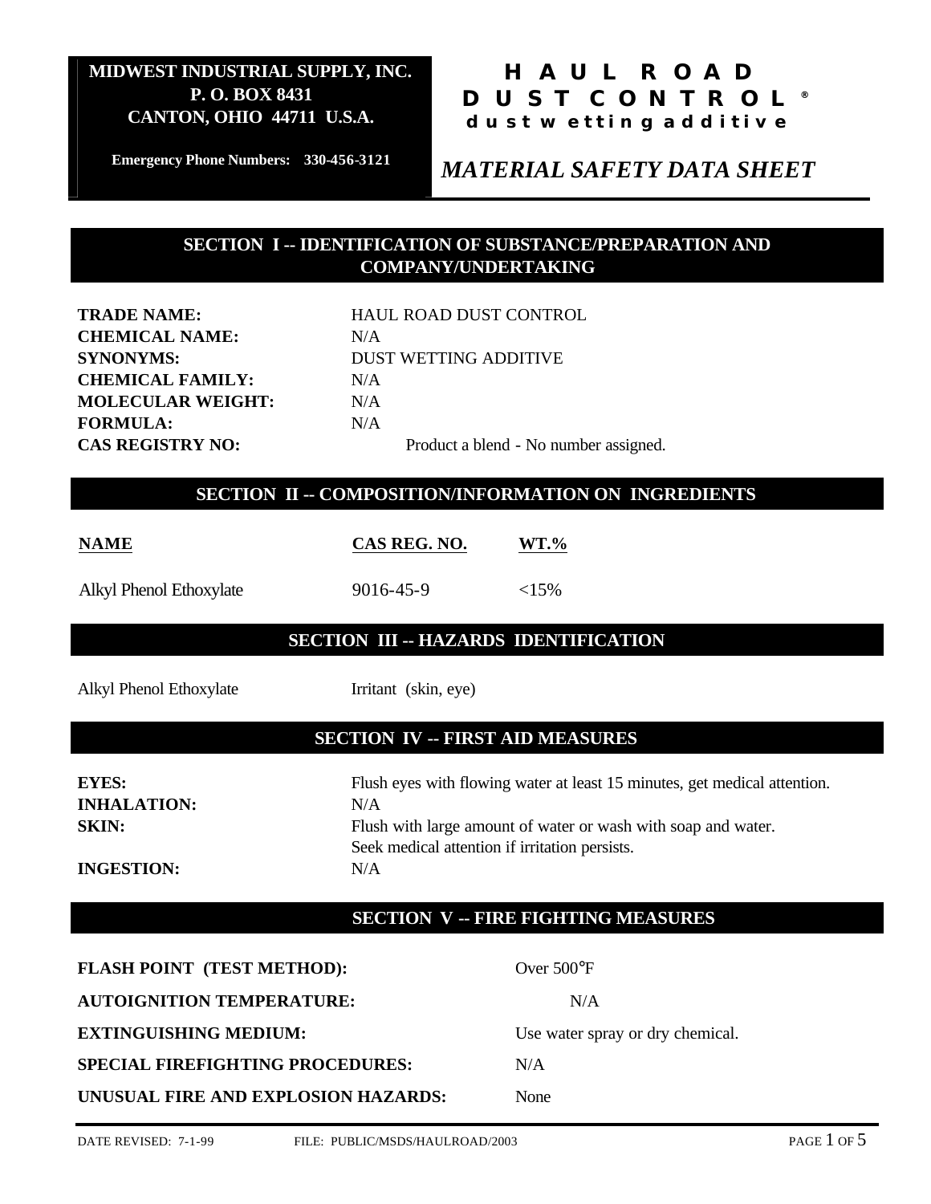**MIDWEST INDUSTRIAL SUPPLY, INC.**
**P. O. BOX 8431**
**CANTON, OHIO 44711 U.S.A.**

**Emergency Phone Numbers: 330-456-3121**

# HAUL ROAD DUST CONTROL®

**dust wetting additive**

## *MATERIAL SAFETY DATA SHEET*

## SECTION I -- IDENTIFICATION OF SUBSTANCE/PREPARATION AND COMPANY/UNDERTAKING

| | |
|---|---|
| **TRADE NAME:** | HAUL ROAD DUST CONTROL |
| **CHEMICAL NAME:** | N/A |
| **SYNONYMS:** | DUST WETTING ADDITIVE |
| **CHEMICAL FAMILY:** | N/A |
| **MOLECULAR WEIGHT:** | N/A |
| **FORMULA:** | N/A |
| **CAS REGISTRY NO:** | Product a blend - No number assigned. |

## SECTION II -- COMPOSITION/INFORMATION ON INGREDIENTS

| NAME | CAS REG. NO. | WT.% |
|---|---|---|
| Alkyl Phenol Ethoxylate | 9016-45-9 | <15% |

## SECTION III -- HAZARDS IDENTIFICATION

| | |
|---|---|
| Alkyl Phenol Ethoxylate | Irritant (skin, eye) |

## SECTION IV -- FIRST AID MEASURES

| | |
|---|---|
| **EYES:** | Flush eyes with flowing water at least 15 minutes, get medical attention. |
| **INHALATION:** | N/A |
| **SKIN:** | Flush with large amount of water or wash with soap and water. Seek medical attention if irritation persists. |
| **INGESTION:** | N/A |

## SECTION V -- FIRE FIGHTING MEASURES

| | |
|---|---|
| **FLASH POINT (TEST METHOD):** | Over 500°F |
| **AUTOIGNITION TEMPERATURE:** | N/A |
| **EXTINGUISHING MEDIUM:** | Use water spray or dry chemical. |
| **SPECIAL FIREFIGHTING PROCEDURES:** | N/A |
| **UNUSUAL FIRE AND EXPLOSION HAZARDS:** | None |

DATE REVISED: 7-1-99 FILE: PUBLIC/MSDS/HAULROAD/2003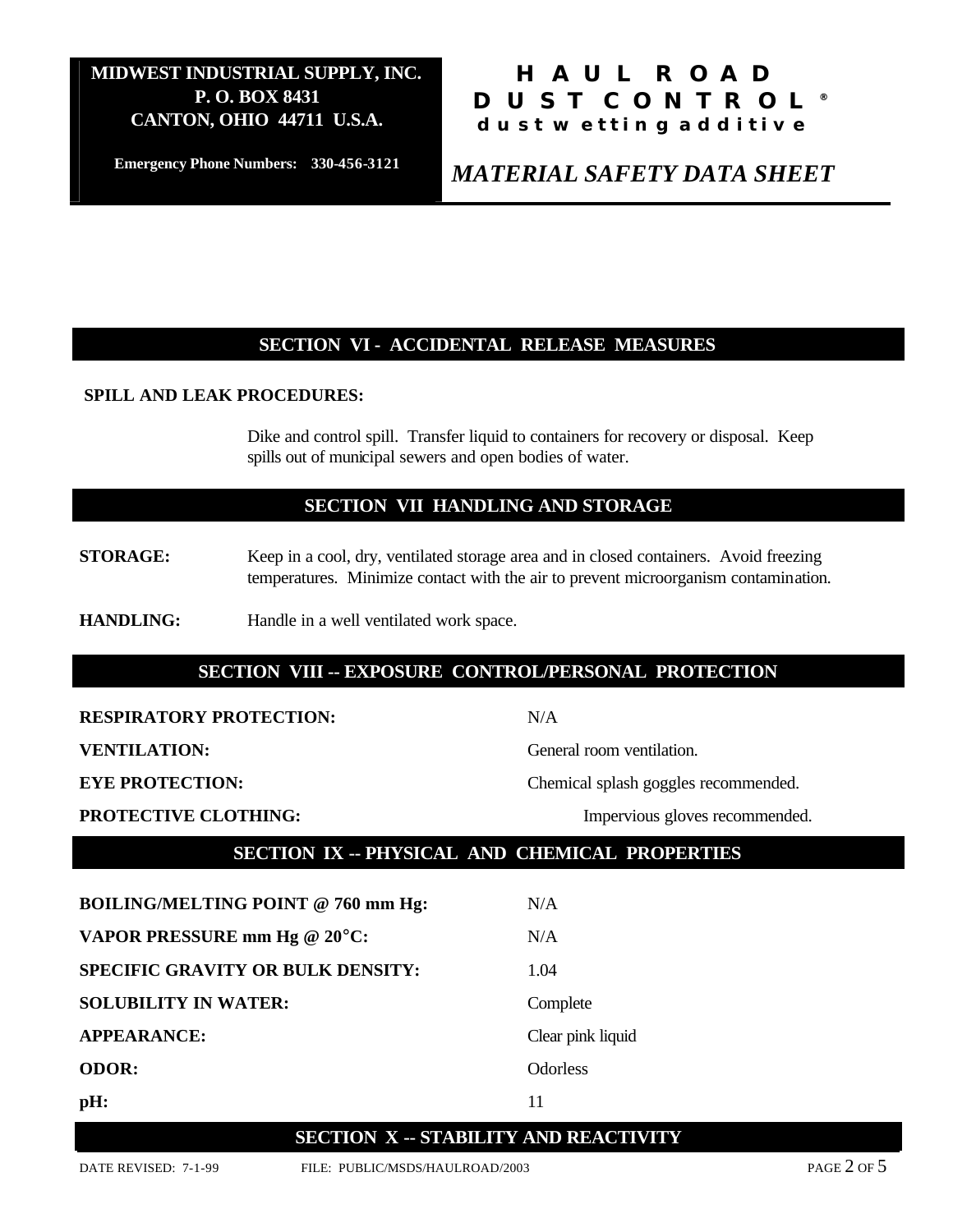## SECTION VI - ACCIDENTAL RELEASE MEASURES

**SPILL AND LEAK PROCEDURES:**

Dike and control spill. Transfer liquid to containers for recovery or disposal. Keep spills out of municipal sewers and open bodies of water.

## SECTION VII HANDLING AND STORAGE

**STORAGE:** Keep in a cool, dry, ventilated storage area and in closed containers. Avoid freezing temperatures. Minimize contact with the air to prevent microorganism contamination.

**HANDLING:** Handle in a well ventilated work space.

## SECTION VIII -- EXPOSURE CONTROL/PERSONAL PROTECTION

| | |
|---|---|
| **RESPIRATORY PROTECTION:** | N/A |
| **VENTILATION:** | General room ventilation. |
| **EYE PROTECTION:** | Chemical splash goggles recommended. |
| **PROTECTIVE CLOTHING:** | Impervious gloves recommended. |

## SECTION IX -- PHYSICAL AND CHEMICAL PROPERTIES

| | |
|---|---|
| **BOILING/MELTING POINT @ 760 mm Hg:** | N/A |
| **VAPOR PRESSURE mm Hg @ 20°C:** | N/A |
| **SPECIFIC GRAVITY OR BULK DENSITY:** | 1.04 |
| **SOLUBILITY IN WATER:** | Complete |
| **APPEARANCE:** | Clear pink liquid |
| **ODOR:** | Odorless |
| **pH:** | 11 |

## SECTION X -- STABILITY AND REACTIVITY

DATE REVISED: 7-1-99 FILE: PUBLIC/MSDS/HAULROAD/2003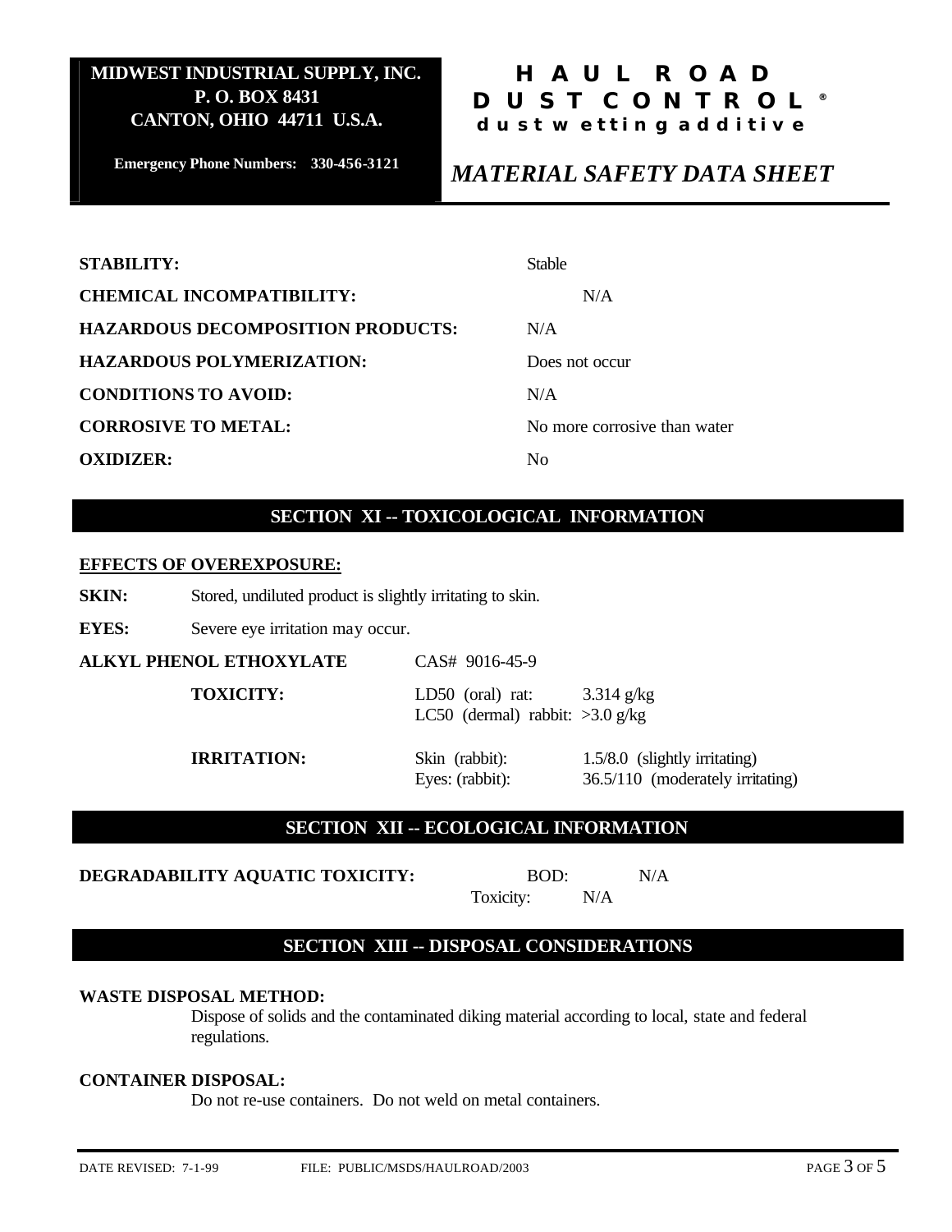| | |
|---|---|
| **STABILITY:** | Stable |
| **CHEMICAL INCOMPATIBILITY:** | N/A |
| **HAZARDOUS DECOMPOSITION PRODUCTS:** | N/A |
| **HAZARDOUS POLYMERIZATION:** | Does not occur |
| **CONDITIONS TO AVOID:** | N/A |
| **CORROSIVE TO METAL:** | No more corrosive than water |
| **OXIDIZER:** | No |

## SECTION XI -- TOXICOLOGICAL INFORMATION

**EFFECTS OF OVEREXPOSURE:**

**SKIN:** Stored, undiluted product is slightly irritating to skin.

**EYES:** Severe eye irritation may occur.

**ALKYL PHENOL ETHOXYLATE** CAS# 9016-45-9

| | | |
|---|---|---|
| **TOXICITY:** | LD50 (oral) rat: | 3.314 g/kg |
| | LC50 (dermal) rabbit: | >3.0 g/kg |
| **IRRITATION:** | Skin (rabbit): | 1.5/8.0 (slightly irritating) |
| | Eyes: (rabbit): | 36.5/110 (moderately irritating) |

## SECTION XII -- ECOLOGICAL INFORMATION

**DEGRADABILITY AQUATIC TOXICITY:** BOD: N/A
Toxicity: N/A

## SECTION XIII -- DISPOSAL CONSIDERATIONS

**WASTE DISPOSAL METHOD:**

Dispose of solids and the contaminated diking material according to local, state and federal regulations.

**CONTAINER DISPOSAL:**

Do not re-use containers. Do not weld on metal containers.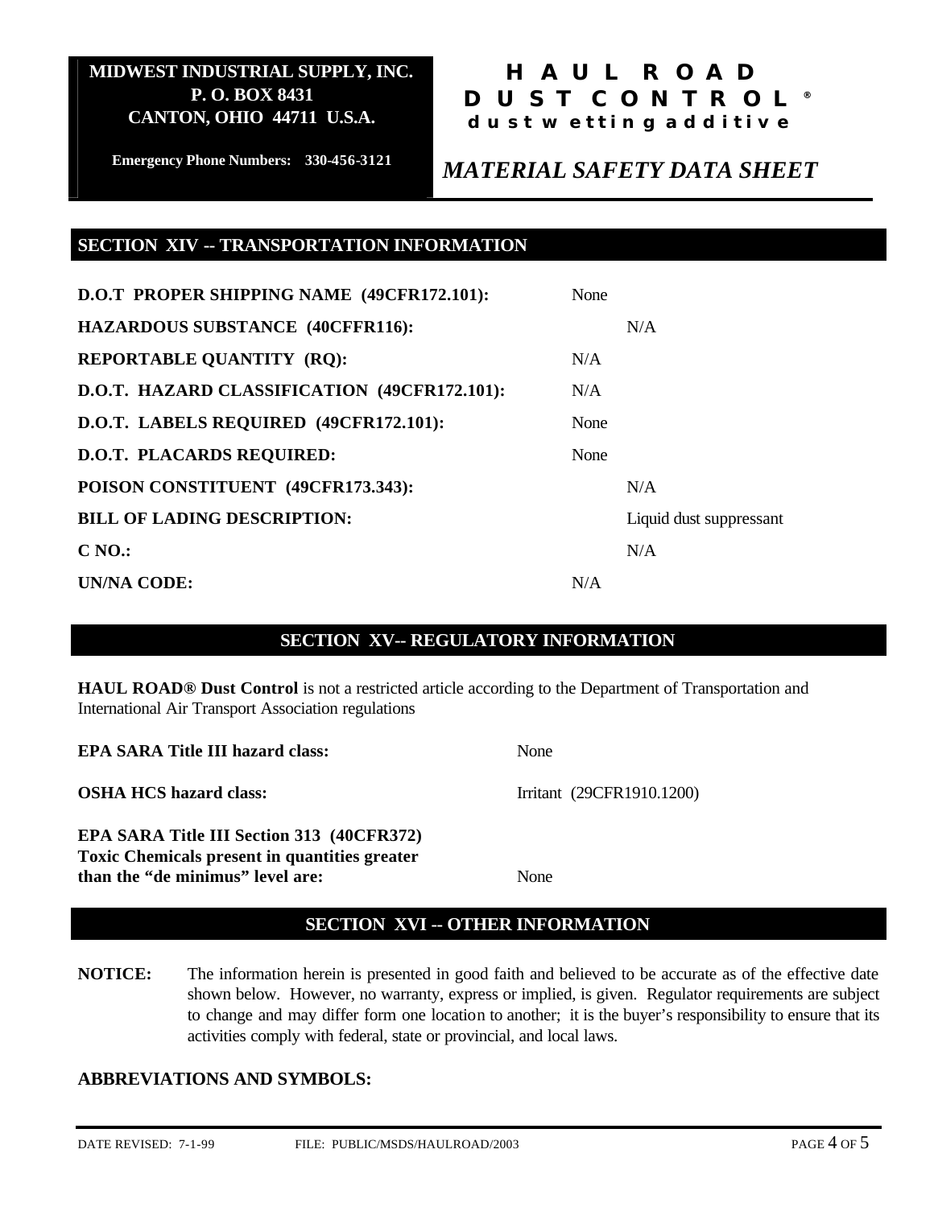MIDWEST INDUSTRIAL SUPPLY, INC.
P. O. BOX 8431
CANTON, OHIO 44711 U.S.A.

Emergency Phone Numbers: 330-456-3121

**HAUL ROAD DUST CONTROL®**
**dust wetting additive**

*MATERIAL SAFETY DATA SHEET*

## SECTION XIV -- TRANSPORTATION INFORMATION

| | |
|---|---|
| **D.O.T PROPER SHIPPING NAME (49CFR172.101):** | None |
| **HAZARDOUS SUBSTANCE (40CFFR116):** | N/A |
| **REPORTABLE QUANTITY (RQ):** | N/A |
| **D.O.T. HAZARD CLASSIFICATION (49CFR172.101):** | N/A |
| **D.O.T. LABELS REQUIRED (49CFR172.101):** | None |
| **D.O.T. PLACARDS REQUIRED:** | None |
| **POISON CONSTITUENT (49CFR173.343):** | N/A |
| **BILL OF LADING DESCRIPTION:** | Liquid dust suppressant |
| **C NO.:** | N/A |
| **UN/NA CODE:** | N/A |

## SECTION XV-- REGULATORY INFORMATION

**HAUL ROAD® Dust Control** is not a restricted article according to the Department of Transportation and International Air Transport Association regulations

| | |
|---|---|
| **EPA SARA Title III hazard class:** | None |
| **OSHA HCS hazard class:** | Irritant (29CFR1910.1200) |
| **EPA SARA Title III Section 313 (40CFR372) Toxic Chemicals present in quantities greater than the "de minimus" level are:** | None |

## SECTION XVI -- OTHER INFORMATION

**NOTICE:** The information herein is presented in good faith and believed to be accurate as of the effective date shown below. However, no warranty, express or implied, is given. Regulator requirements are subject to change and may differ form one location to another; it is the buyer's responsibility to ensure that its activities comply with federal, state or provincial, and local laws.

**ABBREVIATIONS AND SYMBOLS:**

DATE REVISED: 7-1-99 FILE: PUBLIC/MSDS/HAULROAD/2003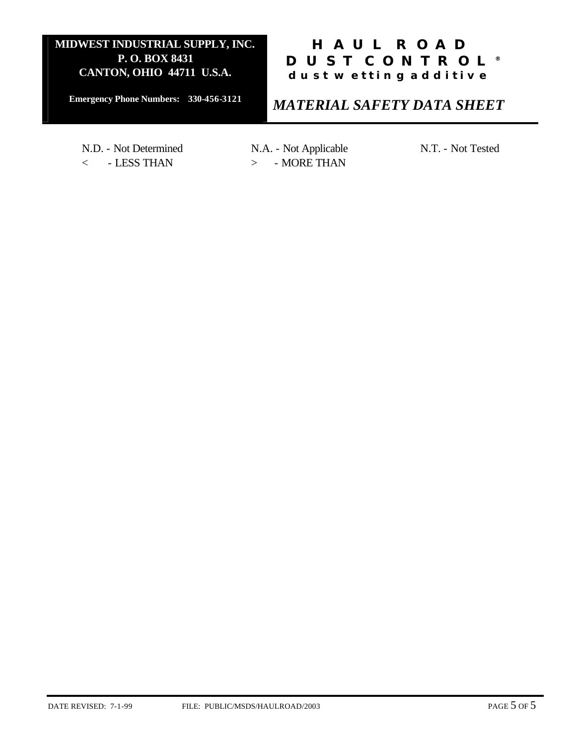| | | |
|---|---|---|
| N.D. - Not Determined | N.A. - Not Applicable | N.T. - Not Tested |
| < - LESS THAN | > - MORE THAN | |